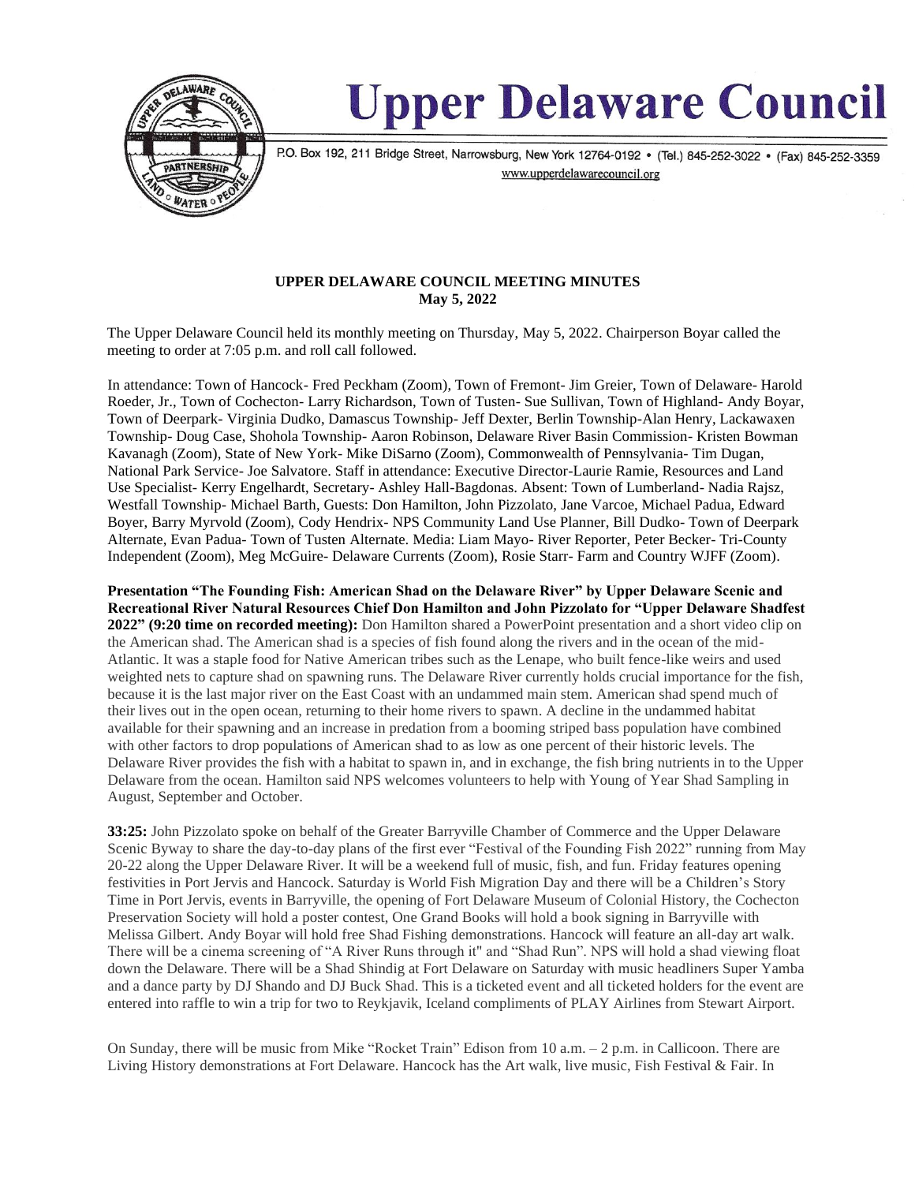# Upper Delaware Council

P.O. Box 192, 211 Bridge Street, Narrowsburg, New York 12764-0192 • (Tel.) 845-252-3022 • (Fax) 845-252-3359
www.upperdelawarecouncil.org

**UPPER DELAWARE COUNCIL MEETING MINUTES**
**May 5, 2022**

The Upper Delaware Council held its monthly meeting on Thursday, May 5, 2022. Chairperson Boyar called the meeting to order at 7:05 p.m. and roll call followed.

In attendance: Town of Hancock- Fred Peckham (Zoom), Town of Fremont- Jim Greier, Town of Delaware- Harold Roeder, Jr., Town of Cochecton- Larry Richardson, Town of Tusten- Sue Sullivan, Town of Highland- Andy Boyar, Town of Deerpark- Virginia Dudko, Damascus Township- Jeff Dexter, Berlin Township-Alan Henry, Lackawaxen Township- Doug Case, Shohola Township- Aaron Robinson, Delaware River Basin Commission- Kristen Bowman Kavanagh (Zoom), State of New York- Mike DiSarno (Zoom), Commonwealth of Pennsylvania- Tim Dugan, National Park Service- Joe Salvatore. Staff in attendance: Executive Director-Laurie Ramie, Resources and Land Use Specialist- Kerry Engelhardt, Secretary- Ashley Hall-Bagdonas. Absent: Town of Lumberland- Nadia Rajsz, Westfall Township- Michael Barth, Guests: Don Hamilton, John Pizzolato, Jane Varcoe, Michael Padua, Edward Boyer, Barry Myrvold (Zoom), Cody Hendrix- NPS Community Land Use Planner, Bill Dudko- Town of Deerpark Alternate, Evan Padua- Town of Tusten Alternate. Media: Liam Mayo- River Reporter, Peter Becker- Tri-County Independent (Zoom), Meg McGuire- Delaware Currents (Zoom), Rosie Starr- Farm and Country WJFF (Zoom).

**Presentation "The Founding Fish: American Shad on the Delaware River" by Upper Delaware Scenic and Recreational River Natural Resources Chief Don Hamilton and John Pizzolato for "Upper Delaware Shadfest 2022" (9:20 time on recorded meeting):** Don Hamilton shared a PowerPoint presentation and a short video clip on the American shad. The American shad is a species of fish found along the rivers and in the ocean of the mid-Atlantic. It was a staple food for Native American tribes such as the Lenape, who built fence-like weirs and used weighted nets to capture shad on spawning runs. The Delaware River currently holds crucial importance for the fish, because it is the last major river on the East Coast with an undammed main stem. American shad spend much of their lives out in the open ocean, returning to their home rivers to spawn. A decline in the undammed habitat available for their spawning and an increase in predation from a booming striped bass population have combined with other factors to drop populations of American shad to as low as one percent of their historic levels. The Delaware River provides the fish with a habitat to spawn in, and in exchange, the fish bring nutrients in to the Upper Delaware from the ocean. Hamilton said NPS welcomes volunteers to help with Young of Year Shad Sampling in August, September and October.

**33:25:** John Pizzolato spoke on behalf of the Greater Barryville Chamber of Commerce and the Upper Delaware Scenic Byway to share the day-to-day plans of the first ever "Festival of the Founding Fish 2022" running from May 20-22 along the Upper Delaware River. It will be a weekend full of music, fish, and fun. Friday features opening festivities in Port Jervis and Hancock. Saturday is World Fish Migration Day and there will be a Children's Story Time in Port Jervis, events in Barryville, the opening of Fort Delaware Museum of Colonial History, the Cochecton Preservation Society will hold a poster contest, One Grand Books will hold a book signing in Barryville with Melissa Gilbert. Andy Boyar will hold free Shad Fishing demonstrations. Hancock will feature an all-day art walk. There will be a cinema screening of "A River Runs through it" and "Shad Run". NPS will hold a shad viewing float down the Delaware. There will be a Shad Shindig at Fort Delaware on Saturday with music headliners Super Yamba and a dance party by DJ Shando and DJ Buck Shad. This is a ticketed event and all ticketed holders for the event are entered into raffle to win a trip for two to Reykjavik, Iceland compliments of PLAY Airlines from Stewart Airport.

On Sunday, there will be music from Mike "Rocket Train" Edison from 10 a.m. – 2 p.m. in Callicoon. There are Living History demonstrations at Fort Delaware. Hancock has the Art walk, live music, Fish Festival & Fair. In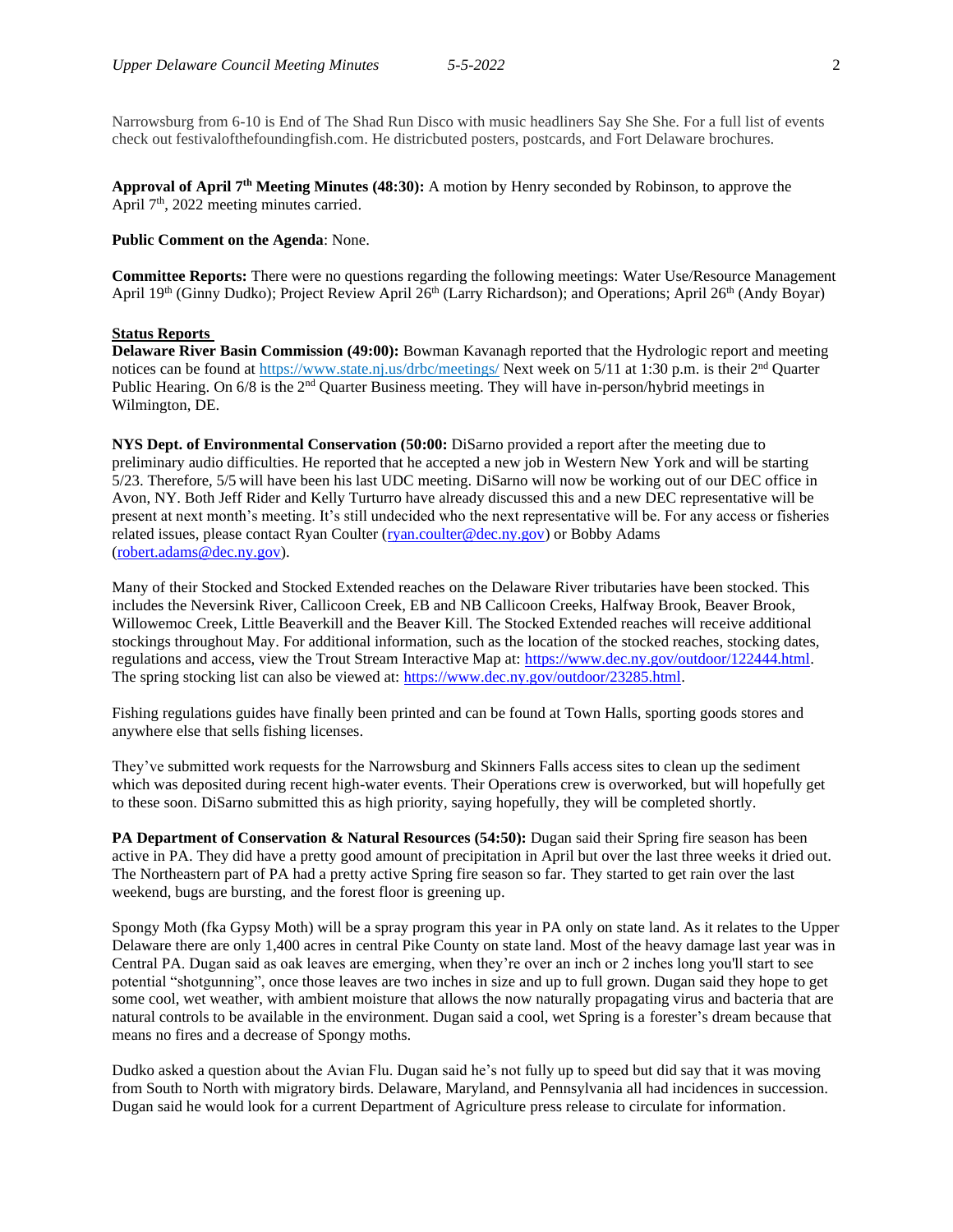Narrowsburg from 6-10 is End of The Shad Run Disco with music headliners Say She She. For a full list of events check out festivalofthefoundingfish.com. He districbuted posters, postcards, and Fort Delaware brochures.

**Approval of April 7th Meeting Minutes (48:30):** A motion by Henry seconded by Robinson, to approve the April 7th, 2022 meeting minutes carried.

**Public Comment on the Agenda**: None.

**Committee Reports:** There were no questions regarding the following meetings: Water Use/Resource Management April 19th (Ginny Dudko); Project Review April 26th (Larry Richardson); and Operations; April 26th (Andy Boyar)

**Status Reports**

**Delaware River Basin Commission (49:00):** Bowman Kavanagh reported that the Hydrologic report and meeting notices can be found at https://www.state.nj.us/drbc/meetings/ Next week on 5/11 at 1:30 p.m. is their 2nd Quarter Public Hearing. On 6/8 is the 2nd Quarter Business meeting. They will have in-person/hybrid meetings in Wilmington, DE.

**NYS Dept. of Environmental Conservation (50:00:** DiSarno provided a report after the meeting due to preliminary audio difficulties. He reported that he accepted a new job in Western New York and will be starting 5/23. Therefore, 5/5 will have been his last UDC meeting. DiSarno will now be working out of our DEC office in Avon, NY. Both Jeff Rider and Kelly Turturro have already discussed this and a new DEC representative will be present at next month's meeting. It's still undecided who the next representative will be. For any access or fisheries related issues, please contact Ryan Coulter (ryan.coulter@dec.ny.gov) or Bobby Adams (robert.adams@dec.ny.gov).

Many of their Stocked and Stocked Extended reaches on the Delaware River tributaries have been stocked. This includes the Neversink River, Callicoon Creek, EB and NB Callicoon Creeks, Halfway Brook, Beaver Brook, Willowemoc Creek, Little Beaverkill and the Beaver Kill. The Stocked Extended reaches will receive additional stockings throughout May. For additional information, such as the location of the stocked reaches, stocking dates, regulations and access, view the Trout Stream Interactive Map at: https://www.dec.ny.gov/outdoor/122444.html. The spring stocking list can also be viewed at: https://www.dec.ny.gov/outdoor/23285.html.

Fishing regulations guides have finally been printed and can be found at Town Halls, sporting goods stores and anywhere else that sells fishing licenses.

They've submitted work requests for the Narrowsburg and Skinners Falls access sites to clean up the sediment which was deposited during recent high-water events. Their Operations crew is overworked, but will hopefully get to these soon. DiSarno submitted this as high priority, saying hopefully, they will be completed shortly.

**PA Department of Conservation & Natural Resources (54:50):** Dugan said their Spring fire season has been active in PA. They did have a pretty good amount of precipitation in April but over the last three weeks it dried out. The Northeastern part of PA had a pretty active Spring fire season so far. They started to get rain over the last weekend, bugs are bursting, and the forest floor is greening up.

Spongy Moth (fka Gypsy Moth) will be a spray program this year in PA only on state land. As it relates to the Upper Delaware there are only 1,400 acres in central Pike County on state land. Most of the heavy damage last year was in Central PA. Dugan said as oak leaves are emerging, when they're over an inch or 2 inches long you'll start to see potential "shotgunning", once those leaves are two inches in size and up to full grown. Dugan said they hope to get some cool, wet weather, with ambient moisture that allows the now naturally propagating virus and bacteria that are natural controls to be available in the environment. Dugan said a cool, wet Spring is a forester's dream because that means no fires and a decrease of Spongy moths.

Dudko asked a question about the Avian Flu. Dugan said he's not fully up to speed but did say that it was moving from South to North with migratory birds. Delaware, Maryland, and Pennsylvania all had incidences in succession. Dugan said he would look for a current Department of Agriculture press release to circulate for information.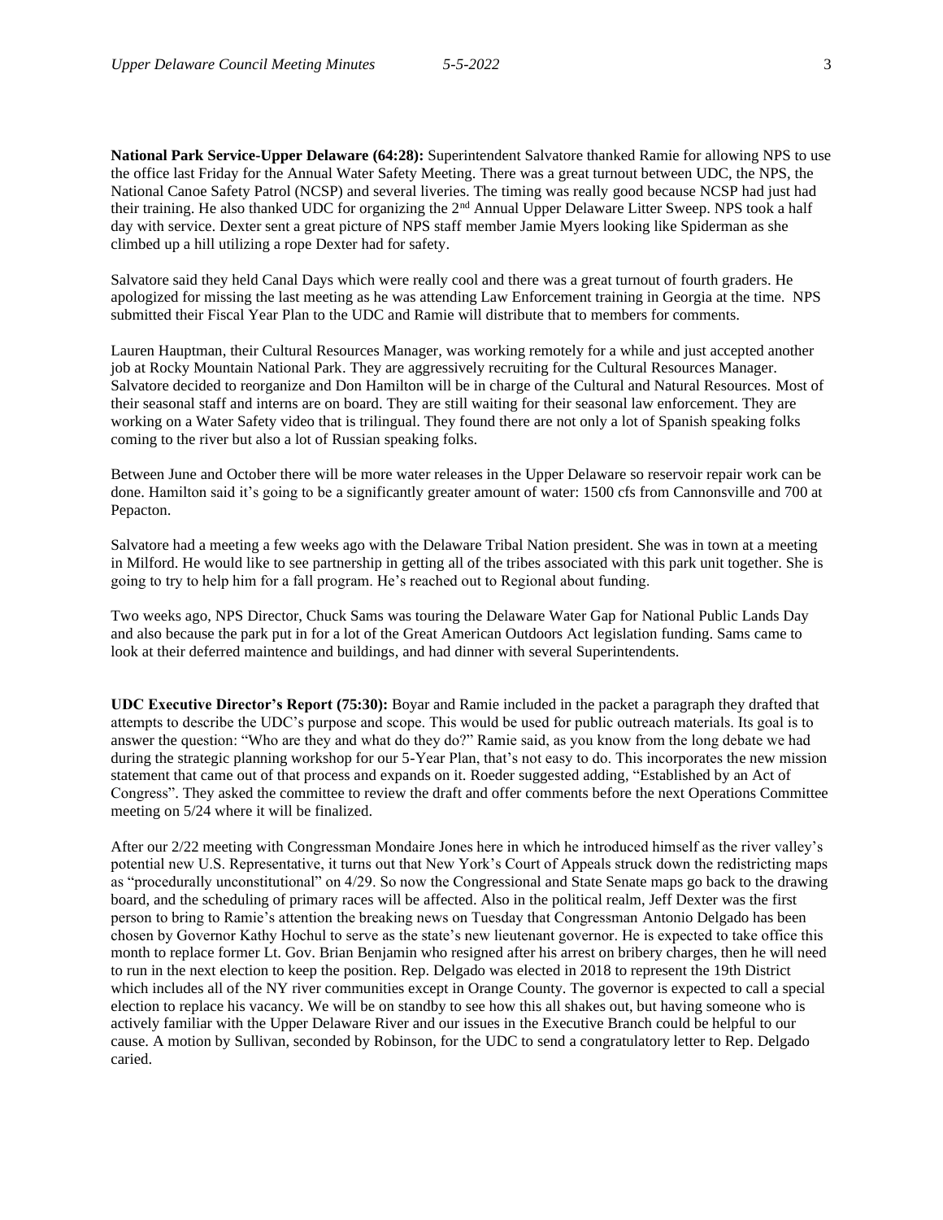**National Park Service-Upper Delaware (64:28):** Superintendent Salvatore thanked Ramie for allowing NPS to use the office last Friday for the Annual Water Safety Meeting. There was a great turnout between UDC, the NPS, the National Canoe Safety Patrol (NCSP) and several liveries. The timing was really good because NCSP had just had their training. He also thanked UDC for organizing the 2nd Annual Upper Delaware Litter Sweep. NPS took a half day with service. Dexter sent a great picture of NPS staff member Jamie Myers looking like Spiderman as she climbed up a hill utilizing a rope Dexter had for safety.

Salvatore said they held Canal Days which were really cool and there was a great turnout of fourth graders. He apologized for missing the last meeting as he was attending Law Enforcement training in Georgia at the time. NPS submitted their Fiscal Year Plan to the UDC and Ramie will distribute that to members for comments.

Lauren Hauptman, their Cultural Resources Manager, was working remotely for a while and just accepted another job at Rocky Mountain National Park. They are aggressively recruiting for the Cultural Resources Manager. Salvatore decided to reorganize and Don Hamilton will be in charge of the Cultural and Natural Resources. Most of their seasonal staff and interns are on board. They are still waiting for their seasonal law enforcement. They are working on a Water Safety video that is trilingual. They found there are not only a lot of Spanish speaking folks coming to the river but also a lot of Russian speaking folks.

Between June and October there will be more water releases in the Upper Delaware so reservoir repair work can be done. Hamilton said it's going to be a significantly greater amount of water: 1500 cfs from Cannonsville and 700 at Pepacton.

Salvatore had a meeting a few weeks ago with the Delaware Tribal Nation president. She was in town at a meeting in Milford. He would like to see partnership in getting all of the tribes associated with this park unit together. She is going to try to help him for a fall program. He's reached out to Regional about funding.

Two weeks ago, NPS Director, Chuck Sams was touring the Delaware Water Gap for National Public Lands Day and also because the park put in for a lot of the Great American Outdoors Act legislation funding. Sams came to look at their deferred maintence and buildings, and had dinner with several Superintendents.

**UDC Executive Director's Report (75:30):** Boyar and Ramie included in the packet a paragraph they drafted that attempts to describe the UDC's purpose and scope. This would be used for public outreach materials. Its goal is to answer the question: "Who are they and what do they do?" Ramie said, as you know from the long debate we had during the strategic planning workshop for our 5-Year Plan, that's not easy to do. This incorporates the new mission statement that came out of that process and expands on it. Roeder suggested adding, "Established by an Act of Congress". They asked the committee to review the draft and offer comments before the next Operations Committee meeting on 5/24 where it will be finalized.

After our 2/22 meeting with Congressman Mondaire Jones here in which he introduced himself as the river valley's potential new U.S. Representative, it turns out that New York's Court of Appeals struck down the redistricting maps as "procedurally unconstitutional" on 4/29. So now the Congressional and State Senate maps go back to the drawing board, and the scheduling of primary races will be affected. Also in the political realm, Jeff Dexter was the first person to bring to Ramie's attention the breaking news on Tuesday that Congressman Antonio Delgado has been chosen by Governor Kathy Hochul to serve as the state's new lieutenant governor. He is expected to take office this month to replace former Lt. Gov. Brian Benjamin who resigned after his arrest on bribery charges, then he will need to run in the next election to keep the position. Rep. Delgado was elected in 2018 to represent the 19th District which includes all of the NY river communities except in Orange County. The governor is expected to call a special election to replace his vacancy. We will be on standby to see how this all shakes out, but having someone who is actively familiar with the Upper Delaware River and our issues in the Executive Branch could be helpful to our cause. A motion by Sullivan, seconded by Robinson, for the UDC to send a congratulatory letter to Rep. Delgado caried.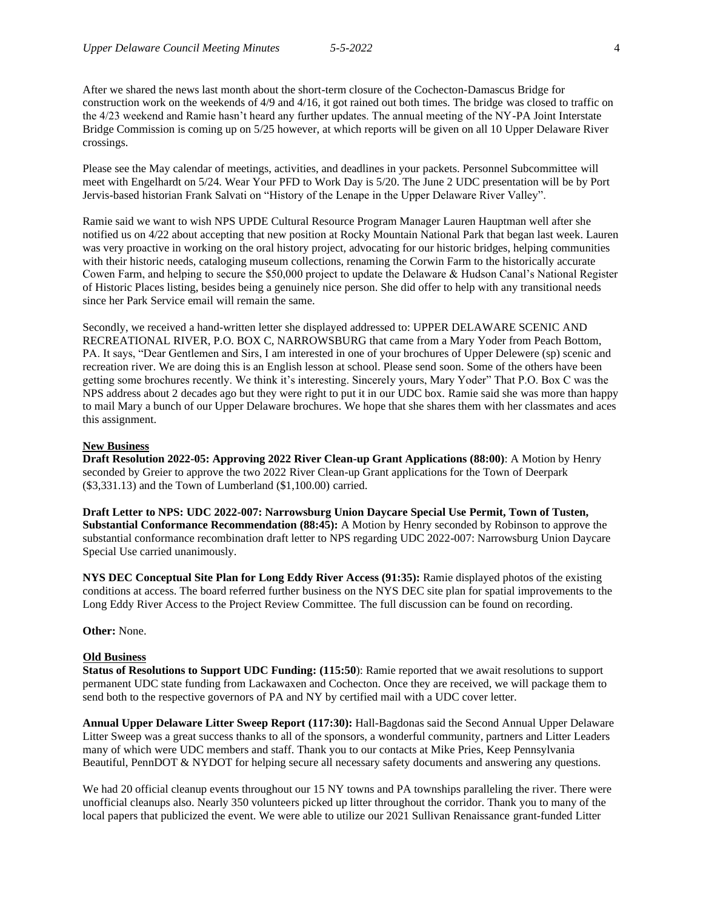After we shared the news last month about the short-term closure of the Cochecton-Damascus Bridge for construction work on the weekends of 4/9 and 4/16, it got rained out both times. The bridge was closed to traffic on the 4/23 weekend and Ramie hasn't heard any further updates. The annual meeting of the NY-PA Joint Interstate Bridge Commission is coming up on 5/25 however, at which reports will be given on all 10 Upper Delaware River crossings.

Please see the May calendar of meetings, activities, and deadlines in your packets. Personnel Subcommittee will meet with Engelhardt on 5/24. Wear Your PFD to Work Day is 5/20. The June 2 UDC presentation will be by Port Jervis-based historian Frank Salvati on "History of the Lenape in the Upper Delaware River Valley".

Ramie said we want to wish NPS UPDE Cultural Resource Program Manager Lauren Hauptman well after she notified us on 4/22 about accepting that new position at Rocky Mountain National Park that began last week. Lauren was very proactive in working on the oral history project, advocating for our historic bridges, helping communities with their historic needs, cataloging museum collections, renaming the Corwin Farm to the historically accurate Cowen Farm, and helping to secure the $50,000 project to update the Delaware & Hudson Canal's National Register of Historic Places listing, besides being a genuinely nice person. She did offer to help with any transitional needs since her Park Service email will remain the same.

Secondly, we received a hand-written letter she displayed addressed to: UPPER DELAWARE SCENIC AND RECREATIONAL RIVER, P.O. BOX C, NARROWSBURG that came from a Mary Yoder from Peach Bottom, PA. It says, "Dear Gentlemen and Sirs, I am interested in one of your brochures of Upper Delewere (sp) scenic and recreation river. We are doing this is an English lesson at school. Please send soon. Some of the others have been getting some brochures recently. We think it's interesting. Sincerely yours, Mary Yoder" That P.O. Box C was the NPS address about 2 decades ago but they were right to put it in our UDC box. Ramie said she was more than happy to mail Mary a bunch of our Upper Delaware brochures. We hope that she shares them with her classmates and aces this assignment.

**New Business**

**Draft Resolution 2022-05: Approving 2022 River Clean-up Grant Applications (88:00)**: A Motion by Henry seconded by Greier to approve the two 2022 River Clean-up Grant applications for the Town of Deerpark ($3,331.13) and the Town of Lumberland ($1,100.00) carried.

**Draft Letter to NPS: UDC 2022-007: Narrowsburg Union Daycare Special Use Permit, Town of Tusten, Substantial Conformance Recommendation (88:45):** A Motion by Henry seconded by Robinson to approve the substantial conformance recombination draft letter to NPS regarding UDC 2022-007: Narrowsburg Union Daycare Special Use carried unanimously.

**NYS DEC Conceptual Site Plan for Long Eddy River Access (91:35):** Ramie displayed photos of the existing conditions at access. The board referred further business on the NYS DEC site plan for spatial improvements to the Long Eddy River Access to the Project Review Committee. The full discussion can be found on recording.

**Other:** None.

**Old Business**

**Status of Resolutions to Support UDC Funding: (115:50)**: Ramie reported that we await resolutions to support permanent UDC state funding from Lackawaxen and Cochecton. Once they are received, we will package them to send both to the respective governors of PA and NY by certified mail with a UDC cover letter.

**Annual Upper Delaware Litter Sweep Report (117:30):** Hall-Bagdonas said the Second Annual Upper Delaware Litter Sweep was a great success thanks to all of the sponsors, a wonderful community, partners and Litter Leaders many of which were UDC members and staff. Thank you to our contacts at Mike Pries, Keep Pennsylvania Beautiful, PennDOT & NYDOT for helping secure all necessary safety documents and answering any questions.

We had 20 official cleanup events throughout our 15 NY towns and PA townships paralleling the river. There were unofficial cleanups also. Nearly 350 volunteers picked up litter throughout the corridor. Thank you to many of the local papers that publicized the event. We were able to utilize our 2021 Sullivan Renaissance grant-funded Litter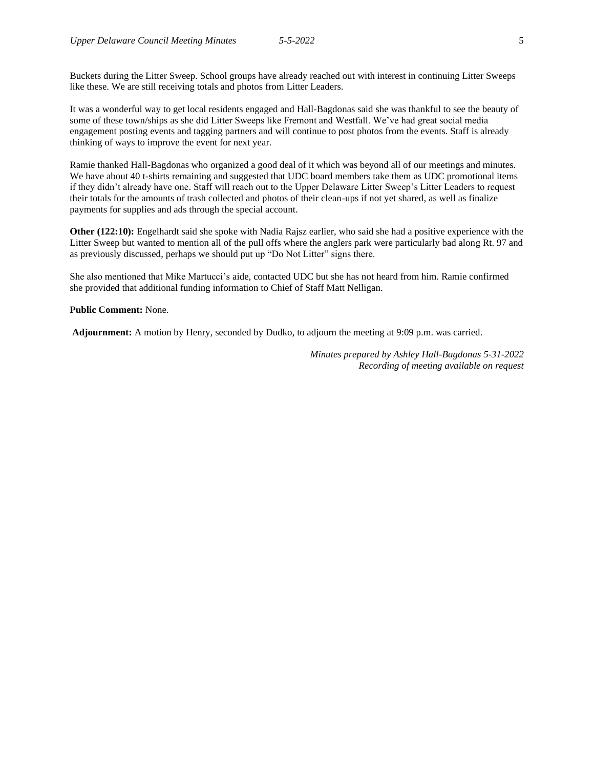Buckets during the Litter Sweep. School groups have already reached out with interest in continuing Litter Sweeps like these. We are still receiving totals and photos from Litter Leaders.

It was a wonderful way to get local residents engaged and Hall-Bagdonas said she was thankful to see the beauty of some of these town/ships as she did Litter Sweeps like Fremont and Westfall. We've had great social media engagement posting events and tagging partners and will continue to post photos from the events. Staff is already thinking of ways to improve the event for next year.

Ramie thanked Hall-Bagdonas who organized a good deal of it which was beyond all of our meetings and minutes. We have about 40 t-shirts remaining and suggested that UDC board members take them as UDC promotional items if they didn't already have one. Staff will reach out to the Upper Delaware Litter Sweep's Litter Leaders to request their totals for the amounts of trash collected and photos of their clean-ups if not yet shared, as well as finalize payments for supplies and ads through the special account.

**Other (122:10):** Engelhardt said she spoke with Nadia Rajsz earlier, who said she had a positive experience with the Litter Sweep but wanted to mention all of the pull offs where the anglers park were particularly bad along Rt. 97 and as previously discussed, perhaps we should put up "Do Not Litter" signs there.

She also mentioned that Mike Martucci's aide, contacted UDC but she has not heard from him. Ramie confirmed she provided that additional funding information to Chief of Staff Matt Nelligan.

**Public Comment:** None.

**Adjournment:** A motion by Henry, seconded by Dudko, to adjourn the meeting at 9:09 p.m. was carried.

*Minutes prepared by Ashley Hall-Bagdonas 5-31-2022*
*Recording of meeting available on request*